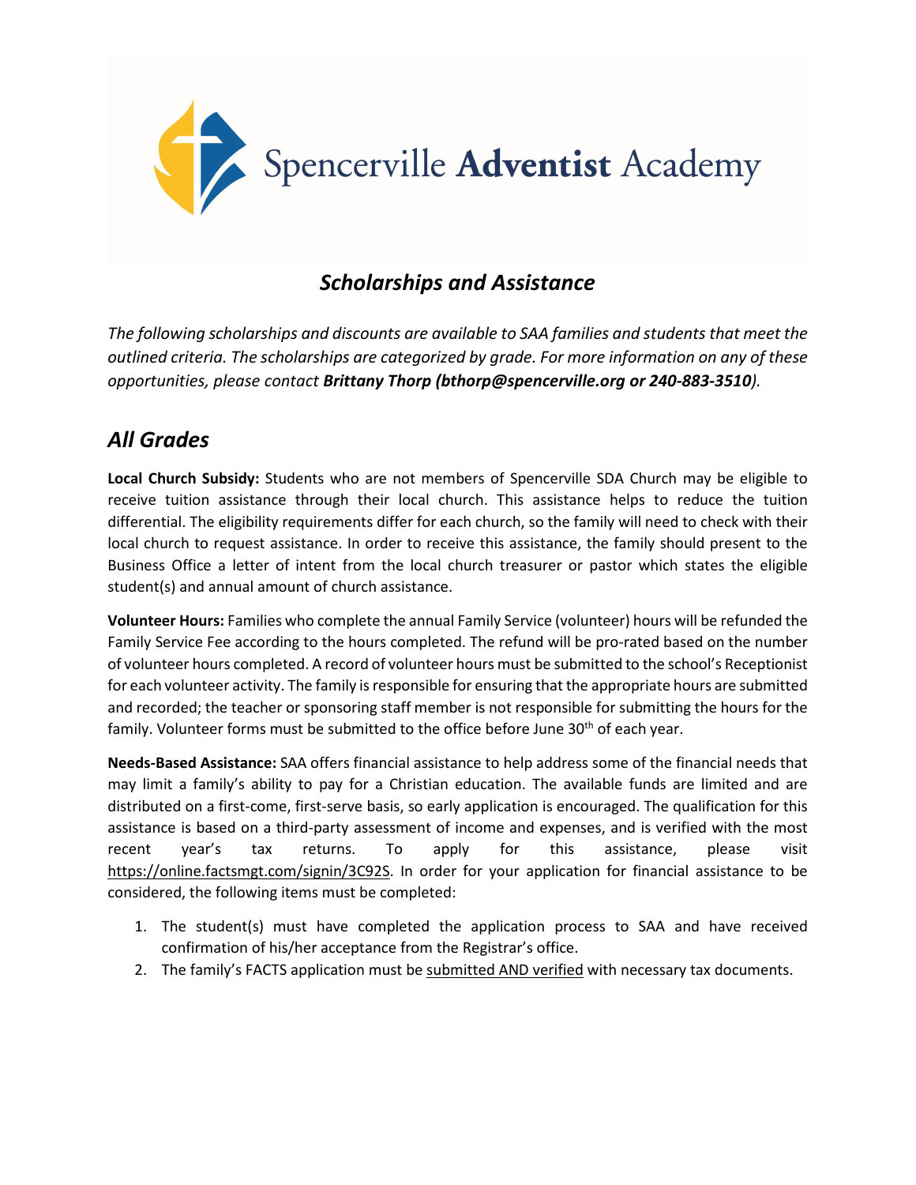Spencerville **Adventist** Academy

## ***Scholarships and Assistance***

*The following scholarships and discounts are available to SAA families and students that meet the outlined criteria. The scholarships are categorized by grade. For more information on any of these opportunities, please contact **Brittany Thorp (bthorp@spencerville.org or 240-883-3510)**.*

## *All Grades*

**Local Church Subsidy:** Students who are not members of Spencerville SDA Church may be eligible to receive tuition assistance through their local church. This assistance helps to reduce the tuition differential. The eligibility requirements differ for each church, so the family will need to check with their local church to request assistance. In order to receive this assistance, the family should present to the Business Office a letter of intent from the local church treasurer or pastor which states the eligible student(s) and annual amount of church assistance.

**Volunteer Hours:** Families who complete the annual Family Service (volunteer) hours will be refunded the Family Service Fee according to the hours completed. The refund will be pro-rated based on the number of volunteer hours completed. A record of volunteer hours must be submitted to the school's Receptionist for each volunteer activity. The family is responsible for ensuring that the appropriate hours are submitted and recorded; the teacher or sponsoring staff member is not responsible for submitting the hours for the family. Volunteer forms must be submitted to the office before June 30th of each year.

**Needs-Based Assistance:** SAA offers financial assistance to help address some of the financial needs that may limit a family's ability to pay for a Christian education. The available funds are limited and are distributed on a first-come, first-serve basis, so early application is encouraged. The qualification for this assistance is based on a third-party assessment of income and expenses, and is verified with the most recent year's tax returns. To apply for this assistance, please visit https://online.factsmgt.com/signin/3C92S. In order for your application for financial assistance to be considered, the following items must be completed:

1. The student(s) must have completed the application process to SAA and have received confirmation of his/her acceptance from the Registrar's office.
2. The family's FACTS application must be submitted AND verified with necessary tax documents.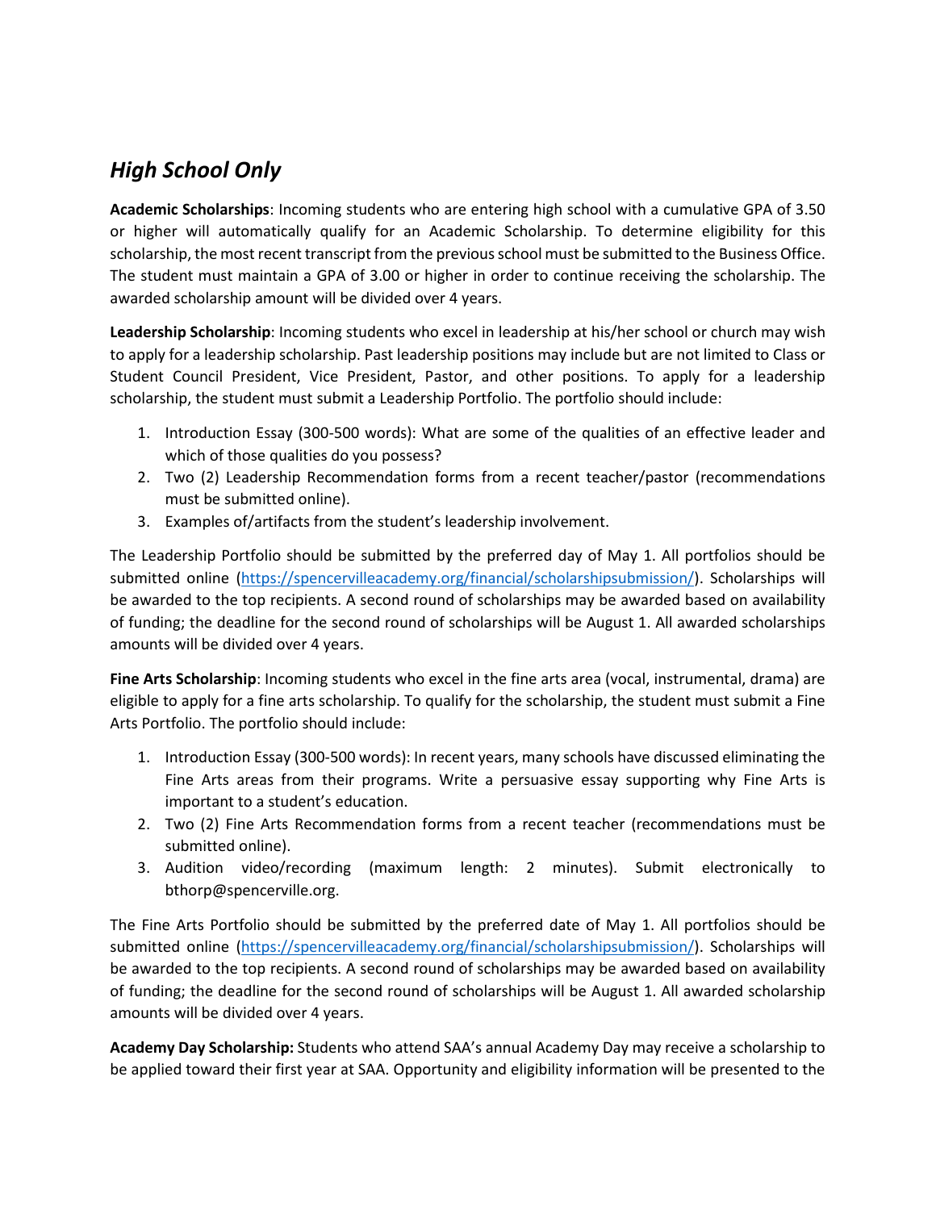## *High School Only*

**Academic Scholarships**: Incoming students who are entering high school with a cumulative GPA of 3.50 or higher will automatically qualify for an Academic Scholarship. To determine eligibility for this scholarship, the most recent transcript from the previous school must be submitted to the Business Office. The student must maintain a GPA of 3.00 or higher in order to continue receiving the scholarship. The awarded scholarship amount will be divided over 4 years.

**Leadership Scholarship**: Incoming students who excel in leadership at his/her school or church may wish to apply for a leadership scholarship. Past leadership positions may include but are not limited to Class or Student Council President, Vice President, Pastor, and other positions. To apply for a leadership scholarship, the student must submit a Leadership Portfolio. The portfolio should include:

1. Introduction Essay (300-500 words): What are some of the qualities of an effective leader and which of those qualities do you possess?
2. Two (2) Leadership Recommendation forms from a recent teacher/pastor (recommendations must be submitted online).
3. Examples of/artifacts from the student's leadership involvement.

The Leadership Portfolio should be submitted by the preferred day of May 1. All portfolios should be submitted online (https://spencervilleacademy.org/financial/scholarshipsubmission/). Scholarships will be awarded to the top recipients. A second round of scholarships may be awarded based on availability of funding; the deadline for the second round of scholarships will be August 1. All awarded scholarships amounts will be divided over 4 years.

**Fine Arts Scholarship**: Incoming students who excel in the fine arts area (vocal, instrumental, drama) are eligible to apply for a fine arts scholarship. To qualify for the scholarship, the student must submit a Fine Arts Portfolio. The portfolio should include:

1. Introduction Essay (300-500 words): In recent years, many schools have discussed eliminating the Fine Arts areas from their programs. Write a persuasive essay supporting why Fine Arts is important to a student's education.
2. Two (2) Fine Arts Recommendation forms from a recent teacher (recommendations must be submitted online).
3. Audition video/recording (maximum length: 2 minutes). Submit electronically to bthorp@spencerville.org.

The Fine Arts Portfolio should be submitted by the preferred date of May 1. All portfolios should be submitted online (https://spencervilleacademy.org/financial/scholarshipsubmission/). Scholarships will be awarded to the top recipients. A second round of scholarships may be awarded based on availability of funding; the deadline for the second round of scholarships will be August 1. All awarded scholarship amounts will be divided over 4 years.

**Academy Day Scholarship:** Students who attend SAA's annual Academy Day may receive a scholarship to be applied toward their first year at SAA. Opportunity and eligibility information will be presented to the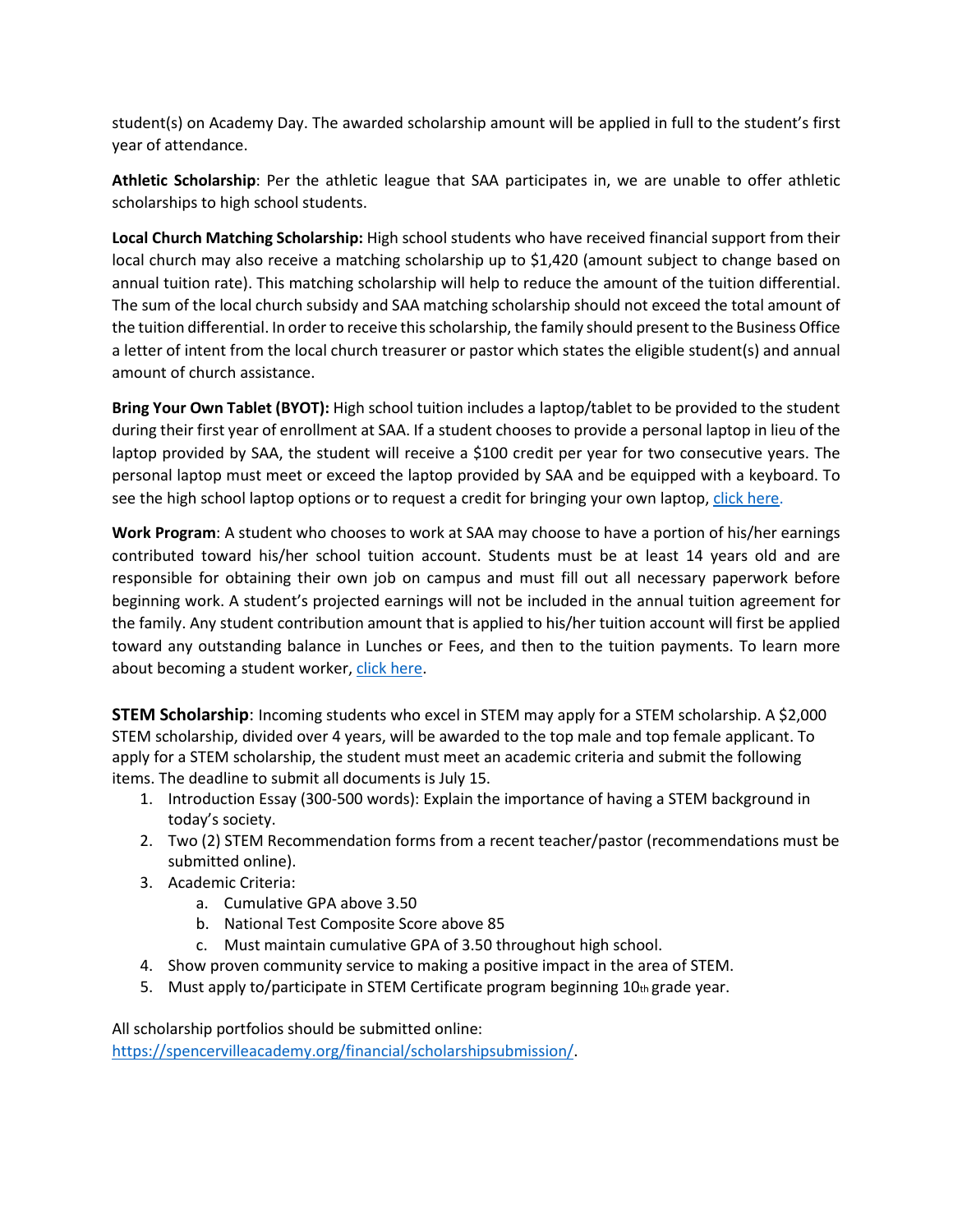student(s) on Academy Day. The awarded scholarship amount will be applied in full to the student's first year of attendance.

**Athletic Scholarship**: Per the athletic league that SAA participates in, we are unable to offer athletic scholarships to high school students.

**Local Church Matching Scholarship:** High school students who have received financial support from their local church may also receive a matching scholarship up to $1,420 (amount subject to change based on annual tuition rate). This matching scholarship will help to reduce the amount of the tuition differential. The sum of the local church subsidy and SAA matching scholarship should not exceed the total amount of the tuition differential. In order to receive this scholarship, the family should present to the Business Office a letter of intent from the local church treasurer or pastor which states the eligible student(s) and annual amount of church assistance.

**Bring Your Own Tablet (BYOT):** High school tuition includes a laptop/tablet to be provided to the student during their first year of enrollment at SAA. If a student chooses to provide a personal laptop in lieu of the laptop provided by SAA, the student will receive a $100 credit per year for two consecutive years. The personal laptop must meet or exceed the laptop provided by SAA and be equipped with a keyboard. To see the high school laptop options or to request a credit for bringing your own laptop, [click here](#).

**Work Program**: A student who chooses to work at SAA may choose to have a portion of his/her earnings contributed toward his/her school tuition account. Students must be at least 14 years old and are responsible for obtaining their own job on campus and must fill out all necessary paperwork before beginning work. A student's projected earnings will not be included in the annual tuition agreement for the family. Any student contribution amount that is applied to his/her tuition account will first be applied toward any outstanding balance in Lunches or Fees, and then to the tuition payments. To learn more about becoming a student worker, [click here](#).

**STEM Scholarship**: Incoming students who excel in STEM may apply for a STEM scholarship. A $2,000 STEM scholarship, divided over 4 years, will be awarded to the top male and top female applicant. To apply for a STEM scholarship, the student must meet an academic criteria and submit the following items. The deadline to submit all documents is July 15.

1. Introduction Essay (300-500 words): Explain the importance of having a STEM background in today's society.
2. Two (2) STEM Recommendation forms from a recent teacher/pastor (recommendations must be submitted online).
3. Academic Criteria:
   a. Cumulative GPA above 3.50
   b. National Test Composite Score above 85
   c. Must maintain cumulative GPA of 3.50 throughout high school.
4. Show proven community service to making a positive impact in the area of STEM.
5. Must apply to/participate in STEM Certificate program beginning 10th grade year.

All scholarship portfolios should be submitted online: [https://spencervilleacademy.org/financial/scholarshipssubmission/](https://spencervilleacademy.org/financial/scholarshipssubmission/).